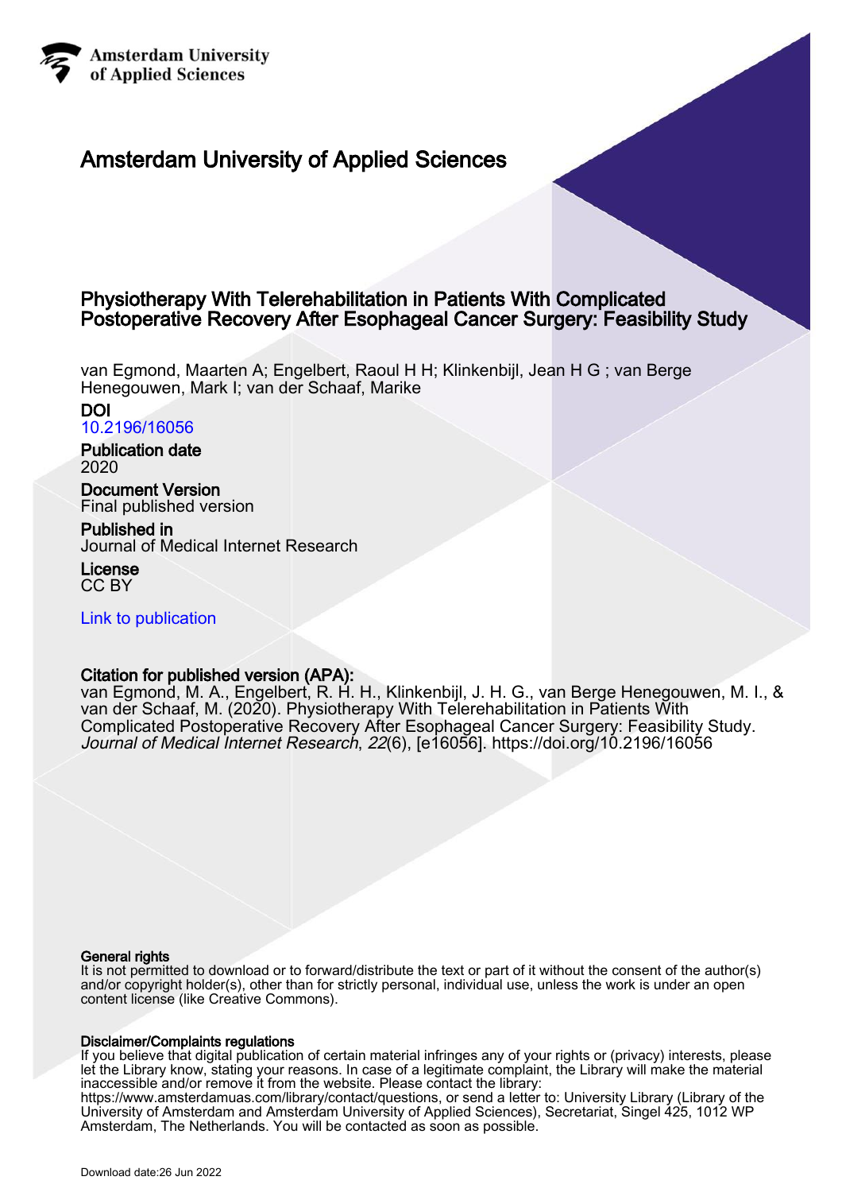Amsterdam University
of Applied Sciences

# Amsterdam University of Applied Sciences

## Physiotherapy With Telerehabilitation in Patients With Complicated Postoperative Recovery After Esophageal Cancer Surgery: Feasibility Study

van Egmond, Maarten A; Engelbert, Raoul H H; Klinkenbijl, Jean H G ; van Berge Henegouwen, Mark I; van der Schaaf, Marike

**DOI**
10.2196/16056

**Publication date**
2020

**Document Version**
Final published version

**Published in**
Journal of Medical Internet Research

**License**
CC BY

Link to publication

**Citation for published version (APA):**
van Egmond, M. A., Engelbert, R. H. H., Klinkenbijl, J. H. G., van Berge Henegouwen, M. I., & van der Schaaf, M. (2020). Physiotherapy With Telerehabilitation in Patients With Complicated Postoperative Recovery After Esophageal Cancer Surgery: Feasibility Study. *Journal of Medical Internet Research*, *22*(6), [e16056]. https://doi.org/10.2196/16056

**General rights**
It is not permitted to download or to forward/distribute the text or part of it without the consent of the author(s) and/or copyright holder(s), other than for strictly personal, individual use, unless the work is under an open content license (like Creative Commons).

**Disclaimer/Complaints regulations**
If you believe that digital publication of certain material infringes any of your rights or (privacy) interests, please let the Library know, stating your reasons. In case of a legitimate complaint, the Library will make the material inaccessible and/or remove it from the website. Please contact the library: https://www.amsterdamuas.com/library/contact/questions, or send a letter to: University Library (Library of the University of Amsterdam and Amsterdam University of Applied Sciences), Secretariat, Singel 425, 1012 WP Amsterdam, The Netherlands. You will be contacted as soon as possible.

Download date:26 Jun 2022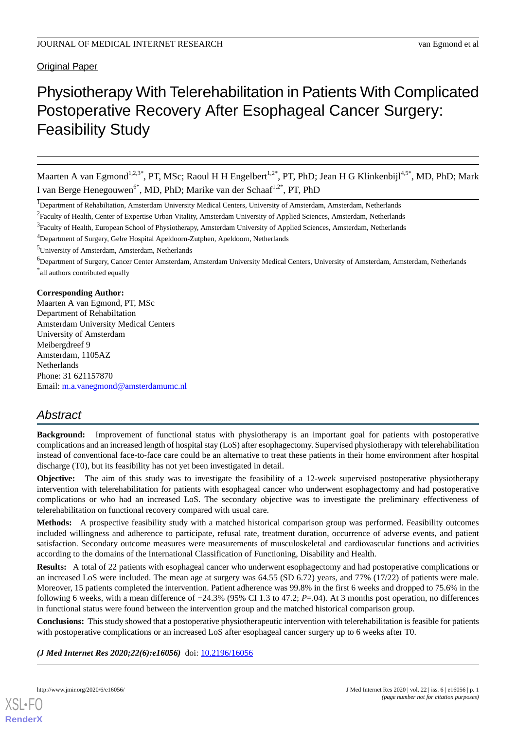Original Paper

# Physiotherapy With Telerehabilitation in Patients With Complicated Postoperative Recovery After Esophageal Cancer Surgery: Feasibility Study

Maarten A van Egmond[1,2,3*], PT, MSc; Raoul H H Engelbert[1,2*], PT, PhD; Jean H G Klinkenbijl[4,5*], MD, PhD; Mark I van Berge Henegouwen[6*], MD, PhD; Marike van der Schaaf[1,2*], PT, PhD

[1]Department of Rehabiltation, Amsterdam University Medical Centers, University of Amsterdam, Amsterdam, Netherlands

[2]Faculty of Health, Center of Expertise Urban Vitality, Amsterdam University of Applied Sciences, Amsterdam, Netherlands

[3]Faculty of Health, European School of Physiotherapy, Amsterdam University of Applied Sciences, Amsterdam, Netherlands

[4]Department of Surgery, Gelre Hospital Apeldoorn-Zutphen, Apeldoorn, Netherlands

[5]University of Amsterdam, Amsterdam, Netherlands

[6]Department of Surgery, Cancer Center Amsterdam, Amsterdam University Medical Centers, University of Amsterdam, Amsterdam, Netherlands

[*]all authors contributed equally

**Corresponding Author:**
Maarten A van Egmond, PT, MSc
Department of Rehabiltation
Amsterdam University Medical Centers
University of Amsterdam
Meibergdreef 9
Amsterdam, 1105AZ
Netherlands
Phone: 31 621157870
Email: m.a.vanegmond@amsterdamumc.nl

## Abstract

**Background:** Improvement of functional status with physiotherapy is an important goal for patients with postoperative complications and an increased length of hospital stay (LoS) after esophagectomy. Supervised physiotherapy with telerehabilitation instead of conventional face-to-face care could be an alternative to treat these patients in their home environment after hospital discharge (T0), but its feasibility has not yet been investigated in detail.

**Objective:** The aim of this study was to investigate the feasibility of a 12-week supervised postoperative physiotherapy intervention with telerehabilitation for patients with esophageal cancer who underwent esophagectomy and had postoperative complications or who had an increased LoS. The secondary objective was to investigate the preliminary effectiveness of telerehabilitation on functional recovery compared with usual care.

**Methods:** A prospective feasibility study with a matched historical comparison group was performed. Feasibility outcomes included willingness and adherence to participate, refusal rate, treatment duration, occurrence of adverse events, and patient satisfaction. Secondary outcome measures were measurements of musculoskeletal and cardiovascular functions and activities according to the domains of the International Classification of Functioning, Disability and Health.

**Results:** A total of 22 patients with esophageal cancer who underwent esophagectomy and had postoperative complications or an increased LoS were included. The mean age at surgery was 64.55 (SD 6.72) years, and 77% (17/22) of patients were male. Moreover, 15 patients completed the intervention. Patient adherence was 99.8% in the first 6 weeks and dropped to 75.6% in the following 6 weeks, with a mean difference of −24.3% (95% CI 1.3 to 47.2; *P*=.04). At 3 months post operation, no differences in functional status were found between the intervention group and the matched historical comparison group.

**Conclusions:** This study showed that a postoperative physiotherapeutic intervention with telerehabilitation is feasible for patients with postoperative complications or an increased LoS after esophageal cancer surgery up to 6 weeks after T0.

***(J Med Internet Res 2020;22(6):e16056)*** doi: 10.2196/16056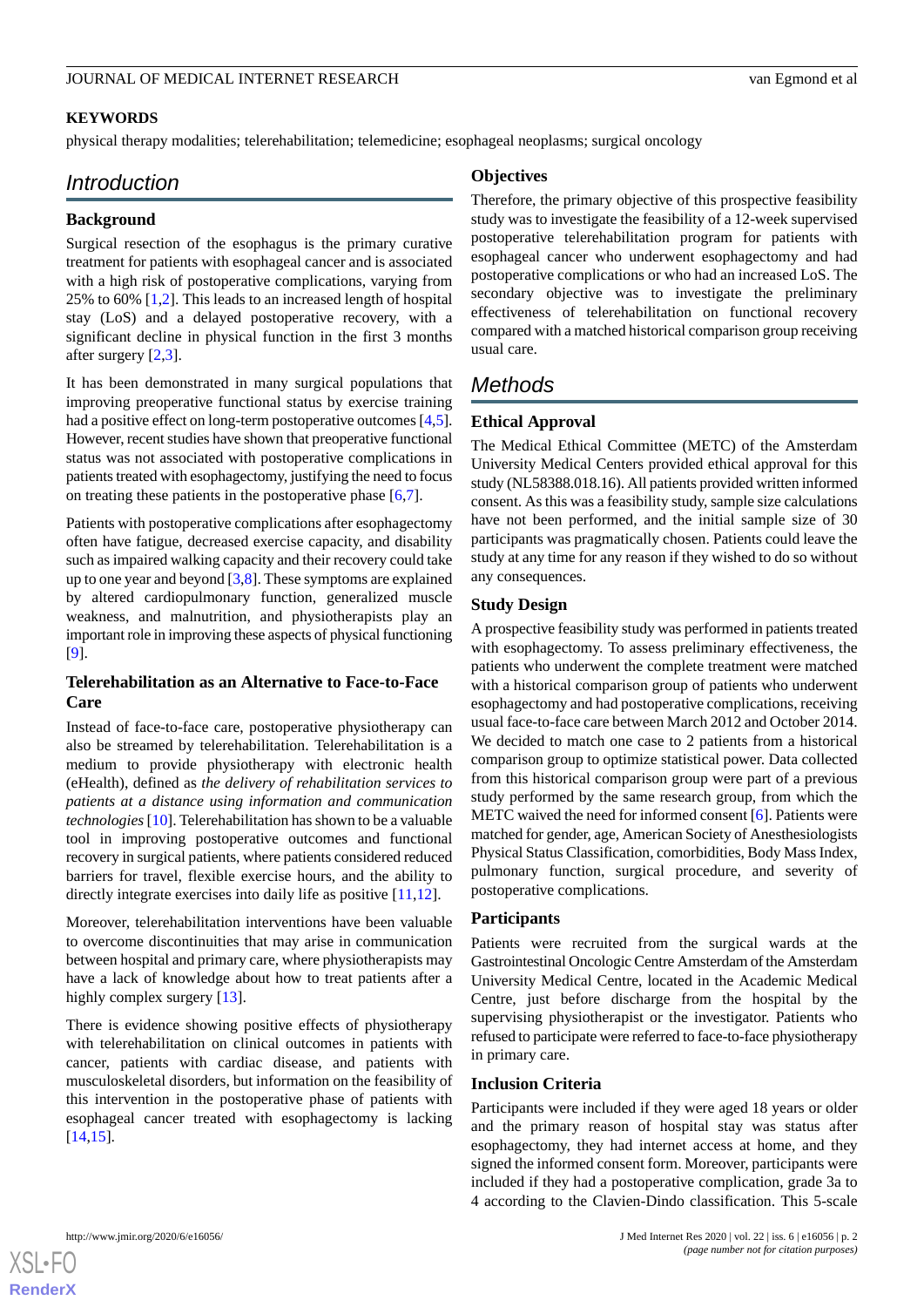## KEYWORDS

physical therapy modalities; telerehabilitation; telemedicine; esophageal neoplasms; surgical oncology

# Introduction

## Background

Surgical resection of the esophagus is the primary curative treatment for patients with esophageal cancer and is associated with a high risk of postoperative complications, varying from 25% to 60% [1,2]. This leads to an increased length of hospital stay (LoS) and a delayed postoperative recovery, with a significant decline in physical function in the first 3 months after surgery [2,3].

It has been demonstrated in many surgical populations that improving preoperative functional status by exercise training had a positive effect on long-term postoperative outcomes [4,5]. However, recent studies have shown that preoperative functional status was not associated with postoperative complications in patients treated with esophagectomy, justifying the need to focus on treating these patients in the postoperative phase [6,7].

Patients with postoperative complications after esophagectomy often have fatigue, decreased exercise capacity, and disability such as impaired walking capacity and their recovery could take up to one year and beyond [3,8]. These symptoms are explained by altered cardiopulmonary function, generalized muscle weakness, and malnutrition, and physiotherapists play an important role in improving these aspects of physical functioning [9].

## Telerehabilitation as an Alternative to Face-to-Face Care

Instead of face-to-face care, postoperative physiotherapy can also be streamed by telerehabilitation. Telerehabilitation is a medium to provide physiotherapy with electronic health (eHealth), defined as *the delivery of rehabilitation services to patients at a distance using information and communication technologies* [10]. Telerehabilitation has shown to be a valuable tool in improving postoperative outcomes and functional recovery in surgical patients, where patients considered reduced barriers for travel, flexible exercise hours, and the ability to directly integrate exercises into daily life as positive [11,12].

Moreover, telerehabilitation interventions have been valuable to overcome discontinuities that may arise in communication between hospital and primary care, where physiotherapists may have a lack of knowledge about how to treat patients after a highly complex surgery [13].

There is evidence showing positive effects of physiotherapy with telerehabilitation on clinical outcomes in patients with cancer, patients with cardiac disease, and patients with musculoskeletal disorders, but information on the feasibility of this intervention in the postoperative phase of patients with esophageal cancer treated with esophagectomy is lacking [14,15].

## Objectives

Therefore, the primary objective of this prospective feasibility study was to investigate the feasibility of a 12-week supervised postoperative telerehabilitation program for patients with esophageal cancer who underwent esophagectomy and had postoperative complications or who had an increased LoS. The secondary objective was to investigate the preliminary effectiveness of telerehabilitation on functional recovery compared with a matched historical comparison group receiving usual care.

# Methods

## Ethical Approval

The Medical Ethical Committee (METC) of the Amsterdam University Medical Centers provided ethical approval for this study (NL58388.018.16). All patients provided written informed consent. As this was a feasibility study, sample size calculations have not been performed, and the initial sample size of 30 participants was pragmatically chosen. Patients could leave the study at any time for any reason if they wished to do so without any consequences.

## Study Design

A prospective feasibility study was performed in patients treated with esophagectomy. To assess preliminary effectiveness, the patients who underwent the complete treatment were matched with a historical comparison group of patients who underwent esophagectomy and had postoperative complications, receiving usual face-to-face care between March 2012 and October 2014. We decided to match one case to 2 patients from a historical comparison group to optimize statistical power. Data collected from this historical comparison group were part of a previous study performed by the same research group, from which the METC waived the need for informed consent [6]. Patients were matched for gender, age, American Society of Anesthesiologists Physical Status Classification, comorbidities, Body Mass Index, pulmonary function, surgical procedure, and severity of postoperative complications.

## Participants

Patients were recruited from the surgical wards at the Gastrointestinal Oncologic Centre Amsterdam of the Amsterdam University Medical Centre, located in the Academic Medical Centre, just before discharge from the hospital by the supervising physiotherapist or the investigator. Patients who refused to participate were referred to face-to-face physiotherapy in primary care.

## Inclusion Criteria

Participants were included if they were aged 18 years or older and the primary reason of hospital stay was status after esophagectomy, they had internet access at home, and they signed the informed consent form. Moreover, participants were included if they had a postoperative complication, grade 3a to 4 according to the Clavien-Dindo classification. This 5-scale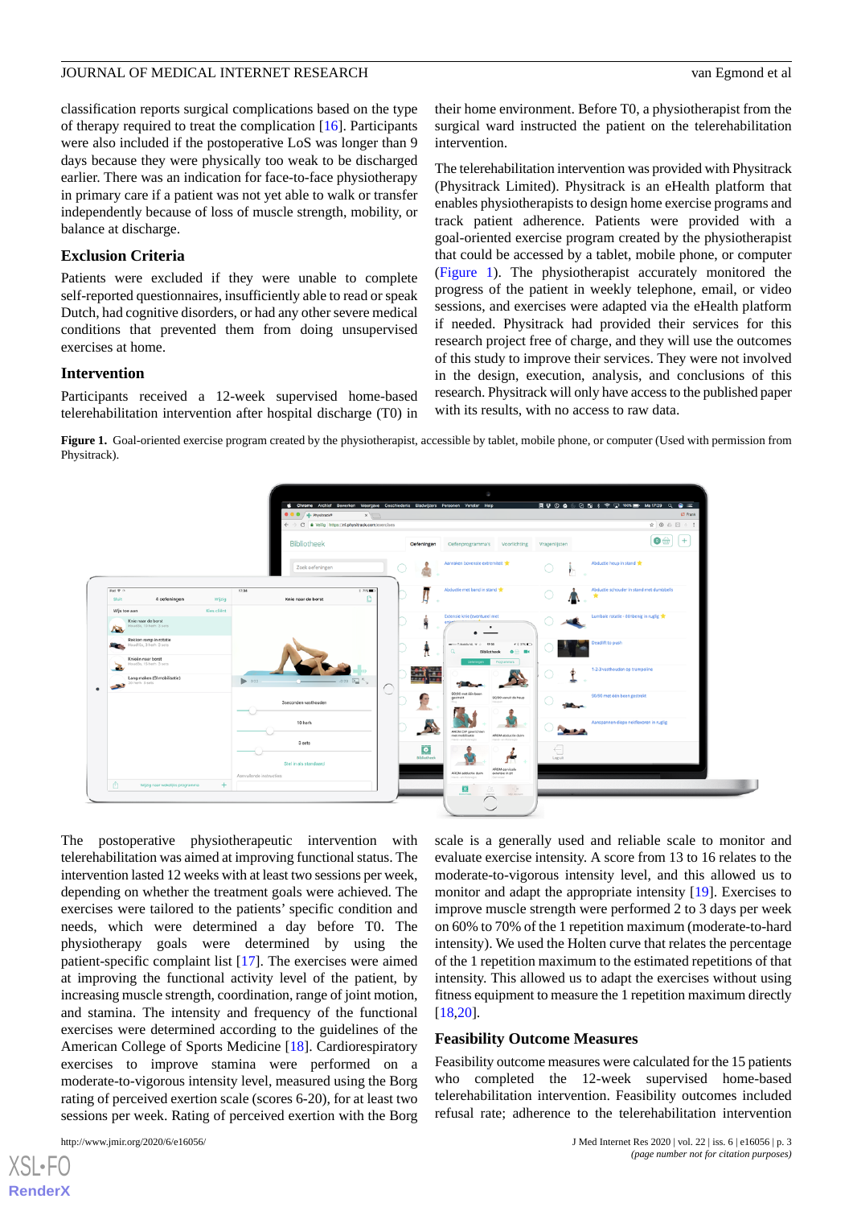classification reports surgical complications based on the type of therapy required to treat the complication [16]. Participants were also included if the postoperative LoS was longer than 9 days because they were physically too weak to be discharged earlier. There was an indication for face-to-face physiotherapy in primary care if a patient was not yet able to walk or transfer independently because of loss of muscle strength, mobility, or balance at discharge.

### Exclusion Criteria

Patients were excluded if they were unable to complete self-reported questionnaires, insufficiently able to read or speak Dutch, had cognitive disorders, or had any other severe medical conditions that prevented them from doing unsupervised exercises at home.

### Intervention

Participants received a 12-week supervised home-based telerehabilitation intervention after hospital discharge (T0) in their home environment. Before T0, a physiotherapist from the surgical ward instructed the patient on the telerehabilitation intervention.

The telerehabilitation intervention was provided with Physitrack (Physitrack Limited). Physitrack is an eHealth platform that enables physiotherapists to design home exercise programs and track patient adherence. Patients were provided with a goal-oriented exercise program created by the physiotherapist that could be accessed by a tablet, mobile phone, or computer (Figure 1). The physiotherapist accurately monitored the progress of the patient in weekly telephone, email, or video sessions, and exercises were adapted via the eHealth platform if needed. Physitrack had provided their services for this research project free of charge, and they will use the outcomes of this study to improve their services. They were not involved in the design, execution, analysis, and conclusions of this research. Physitrack will only have access to the published paper with its results, with no access to raw data.

**Figure 1.** Goal-oriented exercise program created by the physiotherapist, accessible by tablet, mobile phone, or computer (Used with permission from Physitrack).

The postoperative physiotherapeutic intervention with telerehabilitation was aimed at improving functional status. The intervention lasted 12 weeks with at least two sessions per week, depending on whether the treatment goals were achieved. The exercises were tailored to the patients' specific condition and needs, which were determined a day before T0. The physiotherapy goals were determined by using the patient-specific complaint list [17]. The exercises were aimed at improving the functional activity level of the patient, by increasing muscle strength, coordination, range of joint motion, and stamina. The intensity and frequency of the functional exercises were determined according to the guidelines of the American College of Sports Medicine [18]. Cardiorespiratory exercises to improve stamina were performed on a moderate-to-vigorous intensity level, measured using the Borg rating of perceived exertion scale (scores 6-20), for at least two sessions per week. Rating of perceived exertion with the Borg scale is a generally used and reliable scale to monitor and evaluate exercise intensity. A score from 13 to 16 relates to the moderate-to-vigorous intensity level, and this allowed us to monitor and adapt the appropriate intensity [19]. Exercises to improve muscle strength were performed 2 to 3 days per week on 60% to 70% of the 1 repetition maximum (moderate-to-hard intensity). We used the Holten curve that relates the percentage of the 1 repetition maximum to the estimated repetitions of that intensity. This allowed us to adapt the exercises without using fitness equipment to measure the 1 repetition maximum directly [18,20].

### Feasibility Outcome Measures

Feasibility outcome measures were calculated for the 15 patients who completed the 12-week supervised home-based telerehabilitation intervention. Feasibility outcomes included refusal rate; adherence to the telerehabilitation intervention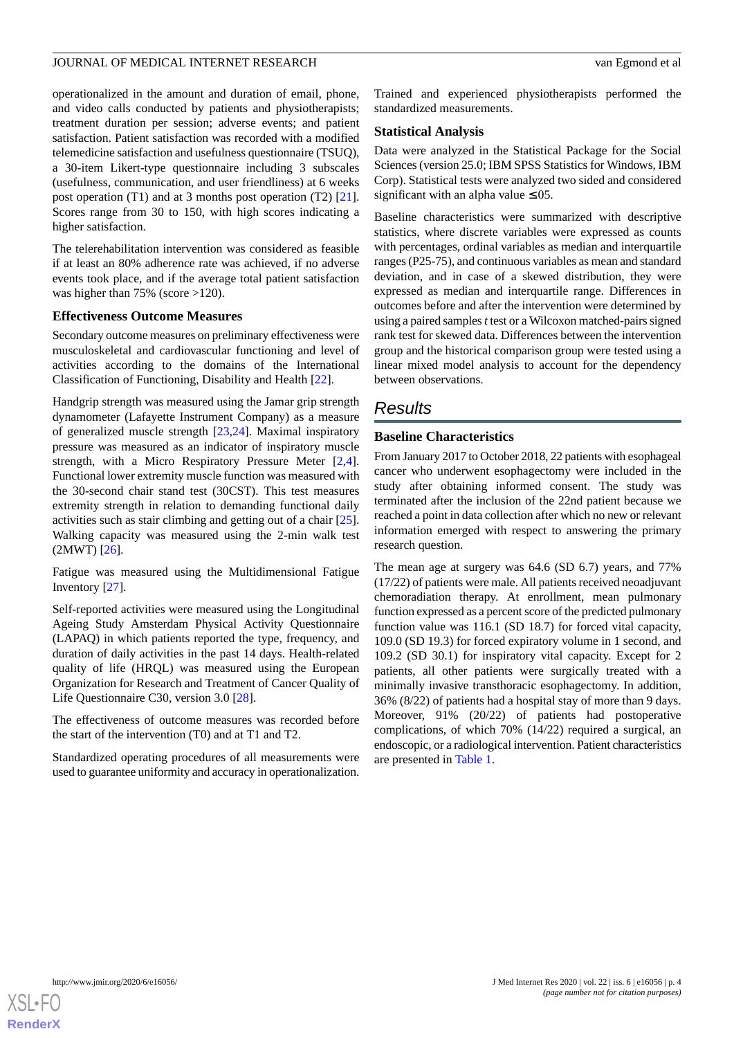operationalized in the amount and duration of email, phone, and video calls conducted by patients and physiotherapists; treatment duration per session; adverse events; and patient satisfaction. Patient satisfaction was recorded with a modified telemedicine satisfaction and usefulness questionnaire (TSUQ), a 30-item Likert-type questionnaire including 3 subscales (usefulness, communication, and user friendliness) at 6 weeks post operation (T1) and at 3 months post operation (T2) [21]. Scores range from 30 to 150, with high scores indicating a higher satisfaction.

The telerehabilitation intervention was considered as feasible if at least an 80% adherence rate was achieved, if no adverse events took place, and if the average total patient satisfaction was higher than 75% (score >120).

### Effectiveness Outcome Measures

Secondary outcome measures on preliminary effectiveness were musculoskeletal and cardiovascular functioning and level of activities according to the domains of the International Classification of Functioning, Disability and Health [22].

Handgrip strength was measured using the Jamar grip strength dynamometer (Lafayette Instrument Company) as a measure of generalized muscle strength [23,24]. Maximal inspiratory pressure was measured as an indicator of inspiratory muscle strength, with a Micro Respiratory Pressure Meter [2,4]. Functional lower extremity muscle function was measured with the 30-second chair stand test (30CST). This test measures extremity strength in relation to demanding functional daily activities such as stair climbing and getting out of a chair [25]. Walking capacity was measured using the 2-min walk test (2MWT) [26].

Fatigue was measured using the Multidimensional Fatigue Inventory [27].

Self-reported activities were measured using the Longitudinal Ageing Study Amsterdam Physical Activity Questionnaire (LAPAQ) in which patients reported the type, frequency, and duration of daily activities in the past 14 days. Health-related quality of life (HRQL) was measured using the European Organization for Research and Treatment of Cancer Quality of Life Questionnaire C30, version 3.0 [28].

The effectiveness of outcome measures was recorded before the start of the intervention (T0) and at T1 and T2.

Standardized operating procedures of all measurements were used to guarantee uniformity and accuracy in operationalization. Trained and experienced physiotherapists performed the standardized measurements.

### Statistical Analysis

Data were analyzed in the Statistical Package for the Social Sciences (version 25.0; IBM SPSS Statistics for Windows, IBM Corp). Statistical tests were analyzed two sided and considered significant with an alpha value ≤.05.

Baseline characteristics were summarized with descriptive statistics, where discrete variables were expressed as counts with percentages, ordinal variables as median and interquartile ranges (P25-75), and continuous variables as mean and standard deviation, and in case of a skewed distribution, they were expressed as median and interquartile range. Differences in outcomes before and after the intervention were determined by using a paired samples *t* test or a Wilcoxon matched-pairs signed rank test for skewed data. Differences between the intervention group and the historical comparison group were tested using a linear mixed model analysis to account for the dependency between observations.

## Results

### Baseline Characteristics

From January 2017 to October 2018, 22 patients with esophageal cancer who underwent esophagectomy were included in the study after obtaining informed consent. The study was terminated after the inclusion of the 22nd patient because we reached a point in data collection after which no new or relevant information emerged with respect to answering the primary research question.

The mean age at surgery was 64.6 (SD 6.7) years, and 77% (17/22) of patients were male. All patients received neoadjuvant chemoradiation therapy. At enrollment, mean pulmonary function expressed as a percent score of the predicted pulmonary function value was 116.1 (SD 18.7) for forced vital capacity, 109.0 (SD 19.3) for forced expiratory volume in 1 second, and 109.2 (SD 30.1) for inspiratory vital capacity. Except for 2 patients, all other patients were surgically treated with a minimally invasive transthoracic esophagectomy. In addition, 36% (8/22) of patients had a hospital stay of more than 9 days. Moreover, 91% (20/22) of patients had postoperative complications, of which 70% (14/22) required a surgical, an endoscopic, or a radiological intervention. Patient characteristics are presented in Table 1.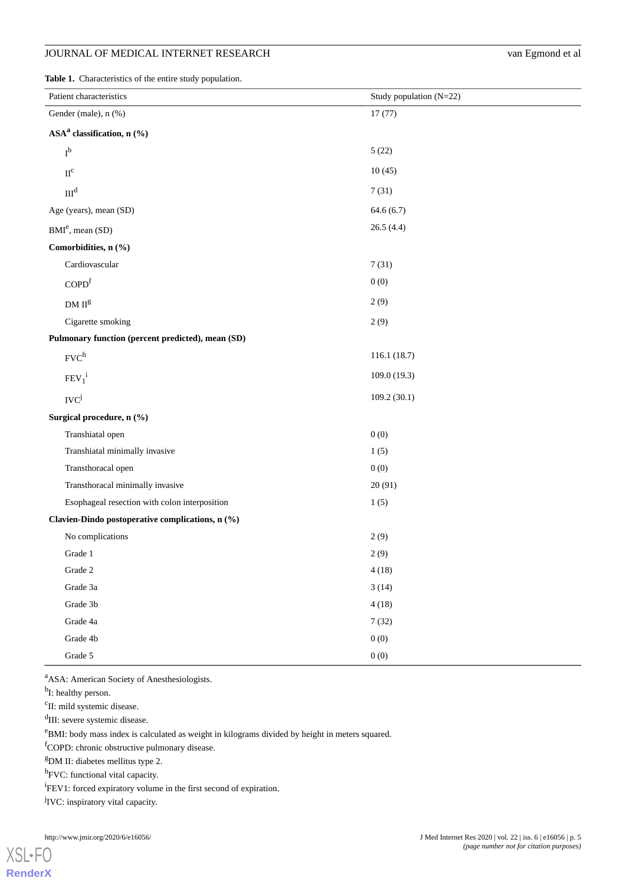**Table 1.** Characteristics of the entire study population.

| Patient characteristics | Study population (N=22) |
|---|---|
| Gender (male), n (%) | 17 (77) |
| **ASA[a] classification, n (%)** | |
| I[b] | 5 (22) |
| II[c] | 10 (45) |
| III[d] | 7 (31) |
| Age (years), mean (SD) | 64.6 (6.7) |
| BMI[e], mean (SD) | 26.5 (4.4) |
| **Comorbidities, n (%)** | |
| Cardiovascular | 7 (31) |
| COPD[f] | 0 (0) |
| DM II[g] | 2 (9) |
| Cigarette smoking | 2 (9) |
| **Pulmonary function (percent predicted), mean (SD)** | |
| FVC[h] | 116.1 (18.7) |
| $FEV_1$[i] | 109.0 (19.3) |
| IVC[j] | 109.2 (30.1) |
| **Surgical procedure, n (%)** | |
| Transhiatal open | 0 (0) |
| Transhiatal minimally invasive | 1 (5) |
| Transthoracal open | 0 (0) |
| Transthoracal minimally invasive | 20 (91) |
| Esophageal resection with colon interposition | 1 (5) |
| **Clavien-Dindo postoperative complications, n (%)** | |
| No complications | 2 (9) |
| Grade 1 | 2 (9) |
| Grade 2 | 4 (18) |
| Grade 3a | 3 (14) |
| Grade 3b | 4 (18) |
| Grade 4a | 7 (32) |
| Grade 4b | 0 (0) |
| Grade 5 | 0 (0) |

[a]ASA: American Society of Anesthesiologists.

[b]I: healthy person.

[c]II: mild systemic disease.

[d]III: severe systemic disease.

[e]BMI: body mass index is calculated as weight in kilograms divided by height in meters squared.

[f]COPD: chronic obstructive pulmonary disease.

[g]DM II: diabetes mellitus type 2.

[h]FVC: functional vital capacity.

[i]FEV1: forced expiratory volume in the first second of expiration.

[j]IVC: inspiratory vital capacity.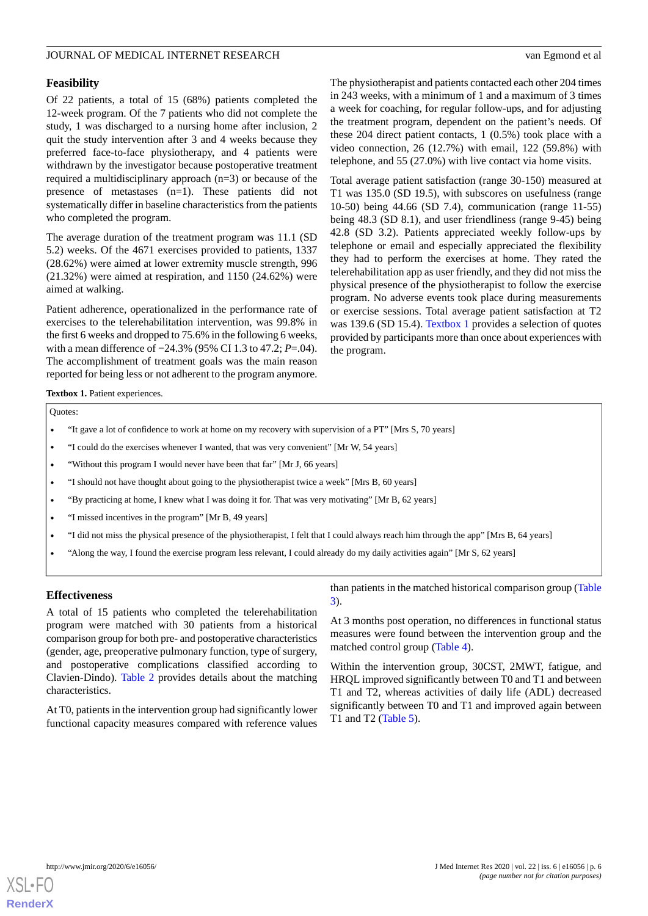### Feasibility

Of 22 patients, a total of 15 (68%) patients completed the 12-week program. Of the 7 patients who did not complete the study, 1 was discharged to a nursing home after inclusion, 2 quit the study intervention after 3 and 4 weeks because they preferred face-to-face physiotherapy, and 4 patients were withdrawn by the investigator because postoperative treatment required a multidisciplinary approach (n=3) or because of the presence of metastases (n=1). These patients did not systematically differ in baseline characteristics from the patients who completed the program.

The average duration of the treatment program was 11.1 (SD 5.2) weeks. Of the 4671 exercises provided to patients, 1337 (28.62%) were aimed at lower extremity muscle strength, 996 (21.32%) were aimed at respiration, and 1150 (24.62%) were aimed at walking.

Patient adherence, operationalized in the performance rate of exercises to the telerehabilitation intervention, was 99.8% in the first 6 weeks and dropped to 75.6% in the following 6 weeks, with a mean difference of −24.3% (95% CI 1.3 to 47.2; *P*=.04). The accomplishment of treatment goals was the main reason reported for being less or not adherent to the program anymore.

The physiotherapist and patients contacted each other 204 times in 243 weeks, with a minimum of 1 and a maximum of 3 times a week for coaching, for regular follow-ups, and for adjusting the treatment program, dependent on the patient's needs. Of these 204 direct patient contacts, 1 (0.5%) took place with a video connection, 26 (12.7%) with email, 122 (59.8%) with telephone, and 55 (27.0%) with live contact via home visits.

Total average patient satisfaction (range 30-150) measured at T1 was 135.0 (SD 19.5), with subscores on usefulness (range 10-50) being 44.66 (SD 7.4), communication (range 11-55) being 48.3 (SD 8.1), and user friendliness (range 9-45) being 42.8 (SD 3.2). Patients appreciated weekly follow-ups by telephone or email and especially appreciated the flexibility they had to perform the exercises at home. They rated the telerehabilitation app as user friendly, and they did not miss the physical presence of the physiotherapist to follow the exercise program. No adverse events took place during measurements or exercise sessions. Total average patient satisfaction at T2 was 139.6 (SD 15.4). Textbox 1 provides a selection of quotes provided by participants more than once about experiences with the program.

**Textbox 1.** Patient experiences.

Quotes:

- "It gave a lot of confidence to work at home on my recovery with supervision of a PT" [Mrs S, 70 years]
- "I could do the exercises whenever I wanted, that was very convenient" [Mr W, 54 years]
- "Without this program I would never have been that far" [Mr J, 66 years]
- "I should not have thought about going to the physiotherapist twice a week" [Mrs B, 60 years]
- "By practicing at home, I knew what I was doing it for. That was very motivating" [Mr B, 62 years]
- "I missed incentives in the program" [Mr B, 49 years]
- "I did not miss the physical presence of the physiotherapist, I felt that I could always reach him through the app" [Mrs B, 64 years]
- "Along the way, I found the exercise program less relevant, I could already do my daily activities again" [Mr S, 62 years]

### Effectiveness

A total of 15 patients who completed the telerehabilitation program were matched with 30 patients from a historical comparison group for both pre- and postoperative characteristics (gender, age, preoperative pulmonary function, type of surgery, and postoperative complications classified according to Clavien-Dindo). Table 2 provides details about the matching characteristics.

At T0, patients in the intervention group had significantly lower functional capacity measures compared with reference values than patients in the matched historical comparison group (Table 3).

At 3 months post operation, no differences in functional status measures were found between the intervention group and the matched control group (Table 4).

Within the intervention group, 30CST, 2MWT, fatigue, and HRQL improved significantly between T0 and T1 and between T1 and T2, whereas activities of daily life (ADL) decreased significantly between T0 and T1 and improved again between T1 and T2 (Table 5).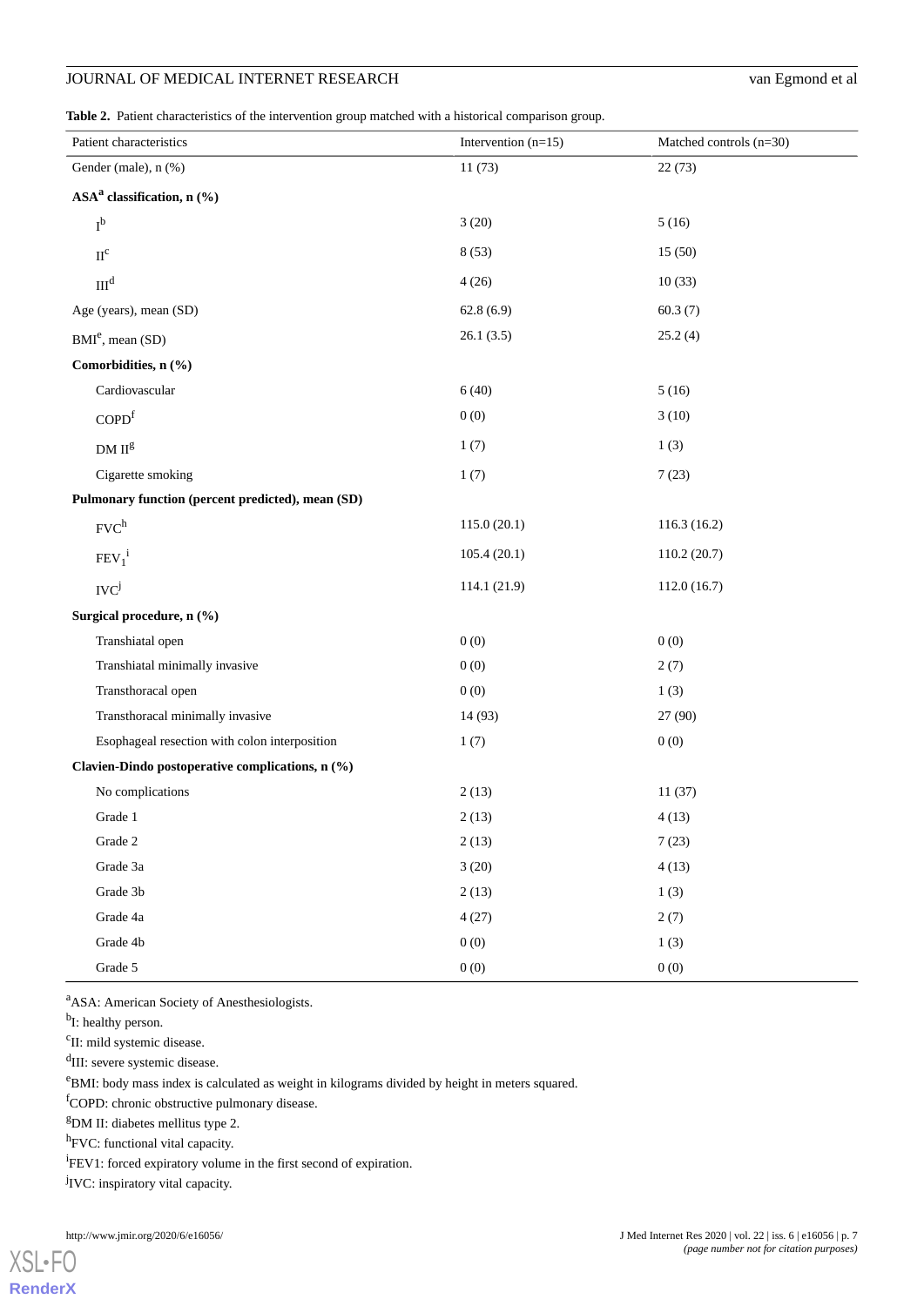**Table 2.** Patient characteristics of the intervention group matched with a historical comparison group.

| Patient characteristics | Intervention (n=15) | Matched controls (n=30) |
|---|---|---|
| Gender (male), n (%) | 11 (73) | 22 (73) |
| **ASA[a] classification, n (%)** | | |
| I[b] | 3 (20) | 5 (16) |
| II[c] | 8 (53) | 15 (50) |
| III[d] | 4 (26) | 10 (33) |
| Age (years), mean (SD) | 62.8 (6.9) | 60.3 (7) |
| BMI[e], mean (SD) | 26.1 (3.5) | 25.2 (4) |
| **Comorbidities, n (%)** | | |
| Cardiovascular | 6 (40) | 5 (16) |
| COPD[f] | 0 (0) | 3 (10) |
| DM II[g] | 1 (7) | 1 (3) |
| Cigarette smoking | 1 (7) | 7 (23) |
| **Pulmonary function (percent predicted), mean (SD)** | | |
| FVC[h] | 115.0 (20.1) | 116.3 (16.2) |
| $FEV_1$[i] | 105.4 (20.1) | 110.2 (20.7) |
| IVC[j] | 114.1 (21.9) | 112.0 (16.7) |
| **Surgical procedure, n (%)** | | |
| Transhiatal open | 0 (0) | 0 (0) |
| Transhiatal minimally invasive | 0 (0) | 2 (7) |
| Transthoracal open | 0 (0) | 1 (3) |
| Transthoracal minimally invasive | 14 (93) | 27 (90) |
| Esophageal resection with colon interposition | 1 (7) | 0 (0) |
| **Clavien-Dindo postoperative complications, n (%)** | | |
| No complications | 2 (13) | 11 (37) |
| Grade 1 | 2 (13) | 4 (13) |
| Grade 2 | 2 (13) | 7 (23) |
| Grade 3a | 3 (20) | 4 (13) |
| Grade 3b | 2 (13) | 1 (3) |
| Grade 4a | 4 (27) | 2 (7) |
| Grade 4b | 0 (0) | 1 (3) |
| Grade 5 | 0 (0) | 0 (0) |

[a]ASA: American Society of Anesthesiologists.

[b]I: healthy person.

[c]II: mild systemic disease.

[d]III: severe systemic disease.

[e]BMI: body mass index is calculated as weight in kilograms divided by height in meters squared.

[f]COPD: chronic obstructive pulmonary disease.

[g]DM II: diabetes mellitus type 2.

[h]FVC: functional vital capacity.

[i]FEV1: forced expiratory volume in the first second of expiration.

[j]IVC: inspiratory vital capacity.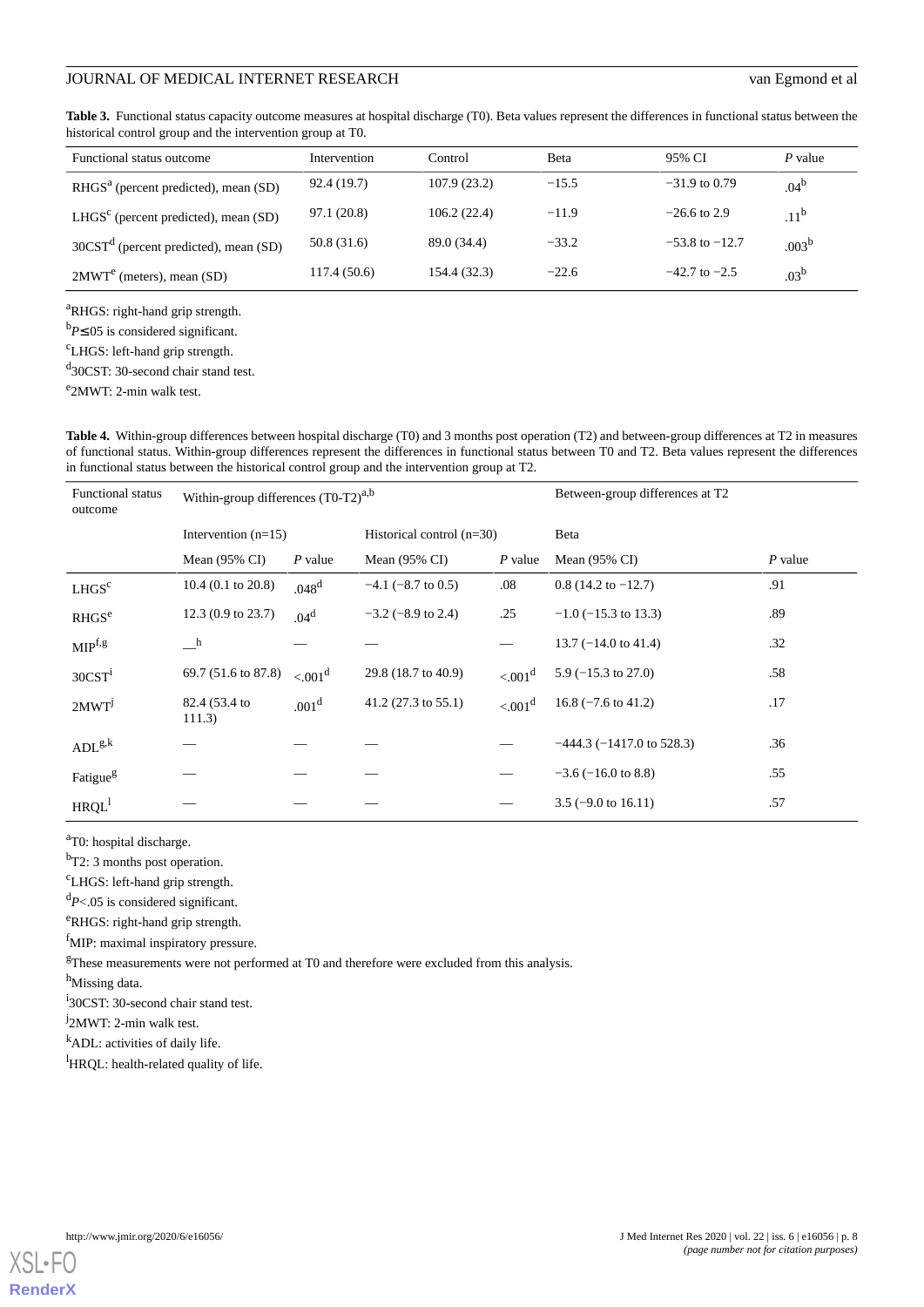**Table 3.** Functional status capacity outcome measures at hospital discharge (T0). Beta values represent the differences in functional status between the historical control group and the intervention group at T0.

| Functional status outcome | Intervention | Control | Beta | 95% CI | *P* value |
|---|---|---|---|---|---|
| RHGS[a] (percent predicted), mean (SD) | 92.4 (19.7) | 107.9 (23.2) | −15.5 | −31.9 to 0.79 | .04[b] |
| LHGS[c] (percent predicted), mean (SD) | 97.1 (20.8) | 106.2 (22.4) | −11.9 | −26.6 to 2.9 | .11[b] |
| 30CST[d] (percent predicted), mean (SD) | 50.8 (31.6) | 89.0 (34.4) | −33.2 | −53.8 to −12.7 | .003[b] |
| 2MWT[e] (meters), mean (SD) | 117.4 (50.6) | 154.4 (32.3) | −22.6 | −42.7 to −2.5 | .03[b] |

[a]RHGS: right-hand grip strength.

[b]*P*≤.05 is considered significant.

[c]LHGS: left-hand grip strength.

[d]30CST: 30-second chair stand test.

[e]2MWT: 2-min walk test.

**Table 4.** Within-group differences between hospital discharge (T0) and 3 months post operation (T2) and between-group differences at T2 in measures of functional status. Within-group differences represent the differences in functional status between T0 and T2. Beta values represent the differences in functional status between the historical control group and the intervention group at T2.

| Functional status outcome | Within-group differences (T0-T2)[a,b] | | | | Between-group differences at T2 | |
|---|---|---|---|---|---|---|
| | Intervention (n=15) | | Historical control (n=30) | | Beta | |
| | Mean (95% CI) | *P* value | Mean (95% CI) | *P* value | Mean (95% CI) | *P* value |
| LHGS[c] | 10.4 (0.1 to 20.8) | .048[d] | −4.1 (−8.7 to 0.5) | .08 | 0.8 (14.2 to −12.7) | .91 |
| RHGS[e] | 12.3 (0.9 to 23.7) | .04[d] | −3.2 (−8.9 to 2.4) | .25 | −1.0 (−15.3 to 13.3) | .89 |
| MIP[f,g] | —[h] | — | — | — | 13.7 (−14.0 to 41.4) | .32 |
| 30CST[i] | 69.7 (51.6 to 87.8) | <.001[d] | 29.8 (18.7 to 40.9) | <.001[d] | 5.9 (−15.3 to 27.0) | .58 |
| 2MWT[j] | 82.4 (53.4 to 111.3) | .001[d] | 41.2 (27.3 to 55.1) | <.001[d] | 16.8 (−7.6 to 41.2) | .17 |
| ADL[g,k] | — | — | — | — | −444.3 (−1417.0 to 528.3) | .36 |
| Fatigue[g] | — | — | — | — | −3.6 (−16.0 to 8.8) | .55 |
| HRQL[l] | — | — | — | — | 3.5 (−9.0 to 16.11) | .57 |

[a]T0: hospital discharge.

[b]T2: 3 months post operation.

[c]LHGS: left-hand grip strength.

[d]*P*<.05 is considered significant.

[e]RHGS: right-hand grip strength.

[f]MIP: maximal inspiratory pressure.

[g]These measurements were not performed at T0 and therefore were excluded from this analysis.

[h]Missing data.

[i]30CST: 30-second chair stand test.

[j]2MWT: 2-min walk test.

[k]ADL: activities of daily life.

[l]HRQL: health-related quality of life.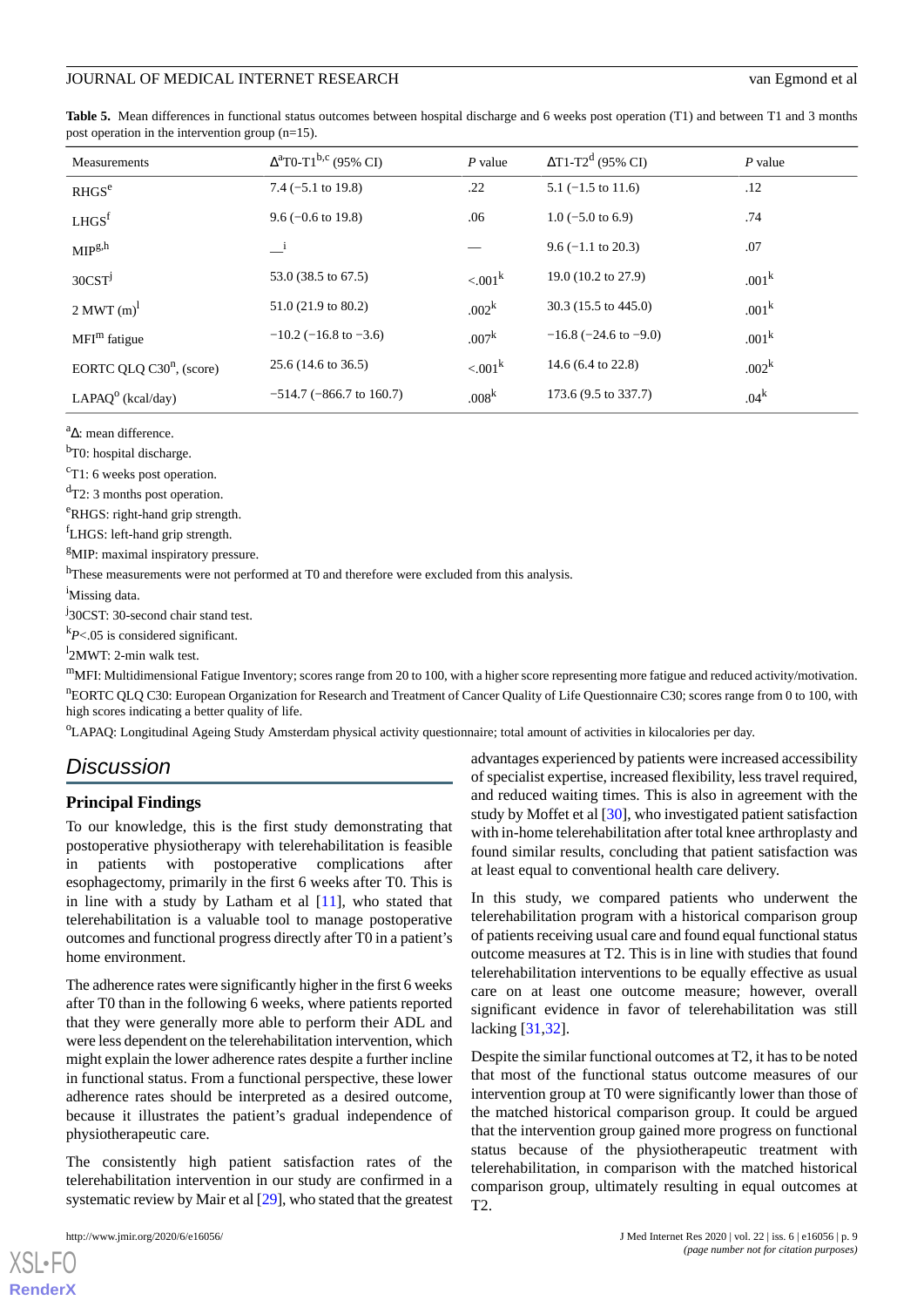**Table 5.** Mean differences in functional status outcomes between hospital discharge and 6 weeks post operation (T1) and between T1 and 3 months post operation in the intervention group (n=15).

| Measurements | Δ[a]T0-T1[b,c] (95% CI) | *P* value | ΔT1-T2[d] (95% CI) | *P* value |
|---|---|---|---|---|
| RHGS[e] | 7.4 (−5.1 to 19.8) | .22 | 5.1 (−1.5 to 11.6) | .12 |
| LHGS[f] | 9.6 (−0.6 to 19.8) | .06 | 1.0 (−5.0 to 6.9) | .74 |
| MIP[g,h] | —[i] | — | 9.6 (−1.1 to 20.3) | .07 |
| 30CST[j] | 53.0 (38.5 to 67.5) | <.001[k] | 19.0 (10.2 to 27.9) | .001[k] |
| 2 MWT (m)[l] | 51.0 (21.9 to 80.2) | .002[k] | 30.3 (15.5 to 445.0) | .001[k] |
| MFI[m] fatigue | −10.2 (−16.8 to −3.6) | .007[k] | −16.8 (−24.6 to −9.0) | .001[k] |
| EORTC QLQ C30[n], (score) | 25.6 (14.6 to 36.5) | <.001[k] | 14.6 (6.4 to 22.8) | .002[k] |
| LAPAQ[o] (kcal/day) | −514.7 (−866.7 to 160.7) | .008[k] | 173.6 (9.5 to 337.7) | .04[k] |

[a]Δ: mean difference.

[b]T0: hospital discharge.

[c]T1: 6 weeks post operation.

[d]T2: 3 months post operation.

[e]RHGS: right-hand grip strength.

[f]LHGS: left-hand grip strength.

[g]MIP: maximal inspiratory pressure.

[h]These measurements were not performed at T0 and therefore were excluded from this analysis.

[i]Missing data.

[j]30CST: 30-second chair stand test.

[k]*P*<.05 is considered significant.

[l]2MWT: 2-min walk test.

[m]MFI: Multidimensional Fatigue Inventory; scores range from 20 to 100, with a higher score representing more fatigue and reduced activity/motivation.

[n]EORTC QLQ C30: European Organization for Research and Treatment of Cancer Quality of Life Questionnaire C30; scores range from 0 to 100, with high scores indicating a better quality of life.

[o]LAPAQ: Longitudinal Ageing Study Amsterdam physical activity questionnaire; total amount of activities in kilocalories per day.

## Discussion

### Principal Findings

To our knowledge, this is the first study demonstrating that postoperative physiotherapy with telerehabilitation is feasible in patients with postoperative complications after esophagectomy, primarily in the first 6 weeks after T0. This is in line with a study by Latham et al [11], who stated that telerehabilitation is a valuable tool to manage postoperative outcomes and functional progress directly after T0 in a patient's home environment.

The adherence rates were significantly higher in the first 6 weeks after T0 than in the following 6 weeks, where patients reported that they were generally more able to perform their ADL and were less dependent on the telerehabilitation intervention, which might explain the lower adherence rates despite a further incline in functional status. From a functional perspective, these lower adherence rates should be interpreted as a desired outcome, because it illustrates the patient's gradual independence of physiotherapeutic care.

The consistently high patient satisfaction rates of the telerehabilitation intervention in our study are confirmed in a systematic review by Mair et al [29], who stated that the greatest advantages experienced by patients were increased accessibility of specialist expertise, increased flexibility, less travel required, and reduced waiting times. This is also in agreement with the study by Moffet et al [30], who investigated patient satisfaction with in-home telerehabilitation after total knee arthroplasty and found similar results, concluding that patient satisfaction was at least equal to conventional health care delivery.

In this study, we compared patients who underwent the telerehabilitation program with a historical comparison group of patients receiving usual care and found equal functional status outcome measures at T2. This is in line with studies that found telerehabilitation interventions to be equally effective as usual care on at least one outcome measure; however, overall significant evidence in favor of telerehabilitation was still lacking [31,32].

Despite the similar functional outcomes at T2, it has to be noted that most of the functional status outcome measures of our intervention group at T0 were significantly lower than those of the matched historical comparison group. It could be argued that the intervention group gained more progress on functional status because of the physiotherapeutic treatment with telerehabilitation, in comparison with the matched historical comparison group, ultimately resulting in equal outcomes at T2.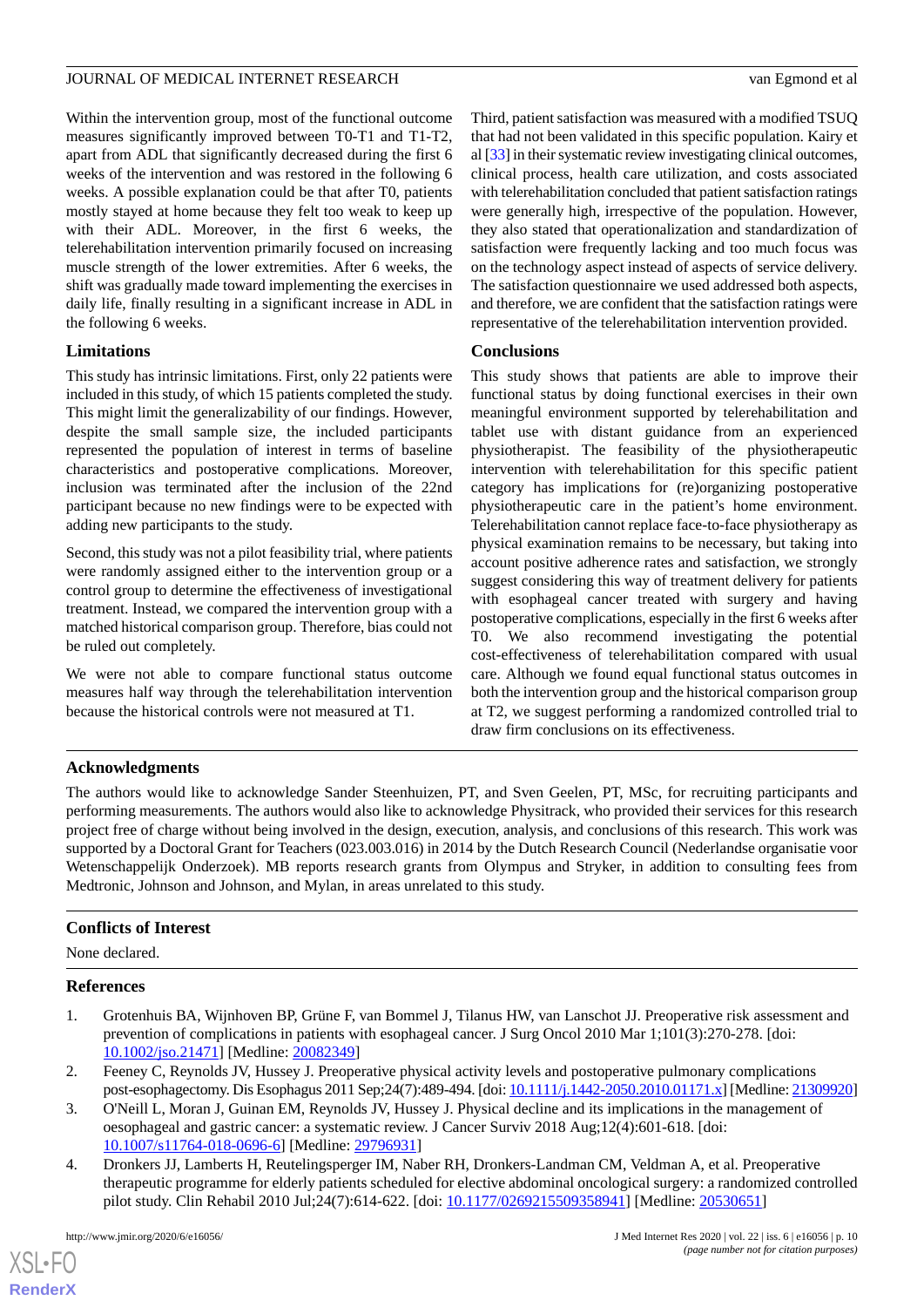Within the intervention group, most of the functional outcome measures significantly improved between T0-T1 and T1-T2, apart from ADL that significantly decreased during the first 6 weeks of the intervention and was restored in the following 6 weeks. A possible explanation could be that after T0, patients mostly stayed at home because they felt too weak to keep up with their ADL. Moreover, in the first 6 weeks, the telerehabilitation intervention primarily focused on increasing muscle strength of the lower extremities. After 6 weeks, the shift was gradually made toward implementing the exercises in daily life, finally resulting in a significant increase in ADL in the following 6 weeks.

### Limitations

This study has intrinsic limitations. First, only 22 patients were included in this study, of which 15 patients completed the study. This might limit the generalizability of our findings. However, despite the small sample size, the included participants represented the population of interest in terms of baseline characteristics and postoperative complications. Moreover, inclusion was terminated after the inclusion of the 22nd participant because no new findings were to be expected with adding new participants to the study.

Second, this study was not a pilot feasibility trial, where patients were randomly assigned either to the intervention group or a control group to determine the effectiveness of investigational treatment. Instead, we compared the intervention group with a matched historical comparison group. Therefore, bias could not be ruled out completely.

We were not able to compare functional status outcome measures half way through the telerehabilitation intervention because the historical controls were not measured at T1.

Third, patient satisfaction was measured with a modified TSUQ that had not been validated in this specific population. Kairy et al [33] in their systematic review investigating clinical outcomes, clinical process, health care utilization, and costs associated with telerehabilitation concluded that patient satisfaction ratings were generally high, irrespective of the population. However, they also stated that operationalization and standardization of satisfaction were frequently lacking and too much focus was on the technology aspect instead of aspects of service delivery. The satisfaction questionnaire we used addressed both aspects, and therefore, we are confident that the satisfaction ratings were representative of the telerehabilitation intervention provided.

### Conclusions

This study shows that patients are able to improve their functional status by doing functional exercises in their own meaningful environment supported by telerehabilitation and tablet use with distant guidance from an experienced physiotherapist. The feasibility of the physiotherapeutic intervention with telerehabilitation for this specific patient category has implications for (re)organizing postoperative physiotherapeutic care in the patient's home environment. Telerehabilitation cannot replace face-to-face physiotherapy as physical examination remains to be necessary, but taking into account positive adherence rates and satisfaction, we strongly suggest considering this way of treatment delivery for patients with esophageal cancer treated with surgery and having postoperative complications, especially in the first 6 weeks after T0. We also recommend investigating the potential cost-effectiveness of telerehabilitation compared with usual care. Although we found equal functional status outcomes in both the intervention group and the historical comparison group at T2, we suggest performing a randomized controlled trial to draw firm conclusions on its effectiveness.

## Acknowledgments

The authors would like to acknowledge Sander Steenhuizen, PT, and Sven Geelen, PT, MSc, for recruiting participants and performing measurements. The authors would also like to acknowledge Physitrack, who provided their services for this research project free of charge without being involved in the design, execution, analysis, and conclusions of this research. This work was supported by a Doctoral Grant for Teachers (023.003.016) in 2014 by the Dutch Research Council (Nederlandse organisatie voor Wetenschappelijk Onderzoek). MB reports research grants from Olympus and Stryker, in addition to consulting fees from Medtronic, Johnson and Johnson, and Mylan, in areas unrelated to this study.

## Conflicts of Interest

None declared.

## References

1. Grotenhuis BA, Wijnhoven BP, Grüne F, van Bommel J, Tilanus HW, van Lanschot JJ. Preoperative risk assessment and prevention of complications in patients with esophageal cancer. J Surg Oncol 2010 Mar 1;101(3):270-278. [doi: 10.1002/jso.21471] [Medline: 20082349]
2. Feeney C, Reynolds JV, Hussey J. Preoperative physical activity levels and postoperative pulmonary complications post-esophagectomy. Dis Esophagus 2011 Sep;24(7):489-494. [doi: 10.1111/j.1442-2050.2010.01171.x] [Medline: 21309920]
3. O'Neill L, Moran J, Guinan EM, Reynolds JV, Hussey J. Physical decline and its implications in the management of oesophageal and gastric cancer: a systematic review. J Cancer Surviv 2018 Aug;12(4):601-618. [doi: 10.1007/s11764-018-0696-6] [Medline: 29796931]
4. Dronkers JJ, Lamberts H, Reutelingsperger IM, Naber RH, Dronkers-Landman CM, Veldman A, et al. Preoperative therapeutic programme for elderly patients scheduled for elective abdominal oncological surgery: a randomized controlled pilot study. Clin Rehabil 2010 Jul;24(7):614-622. [doi: 10.1177/0269215509358941] [Medline: 20530651]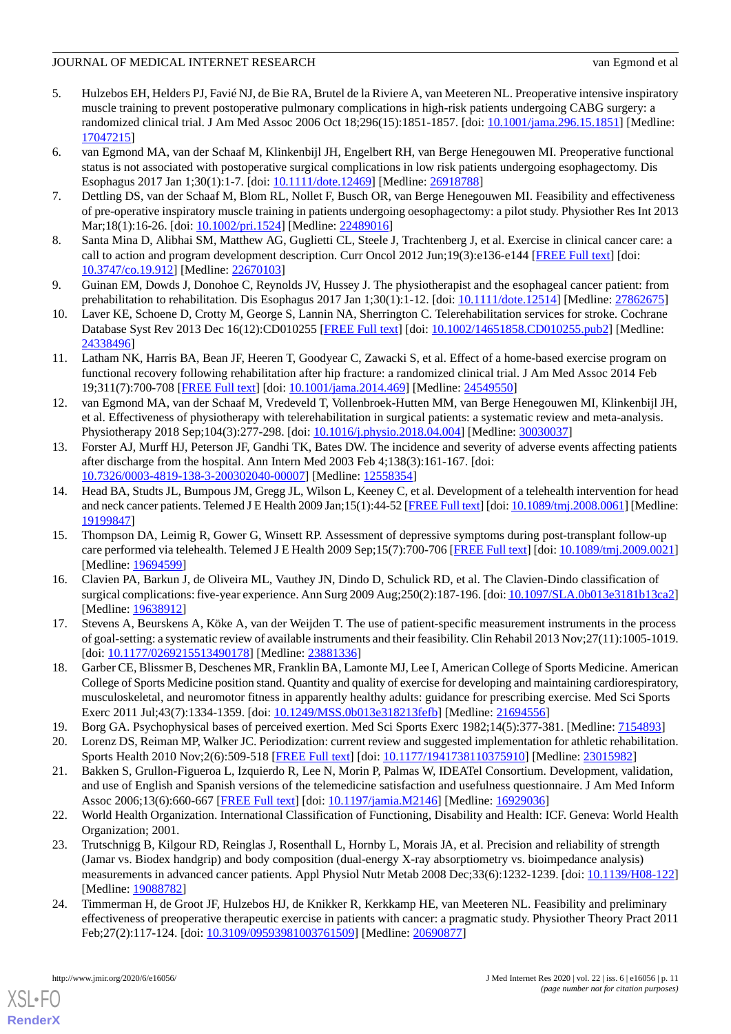5. Hulzebos EH, Helders PJ, Favié NJ, de Bie RA, Brutel de la Riviere A, van Meeteren NL. Preoperative intensive inspiratory muscle training to prevent postoperative pulmonary complications in high-risk patients undergoing CABG surgery: a randomized clinical trial. J Am Med Assoc 2006 Oct 18;296(15):1851-1857. [doi: 10.1001/jama.296.15.1851] [Medline: 17047215]
6. van Egmond MA, van der Schaaf M, Klinkenbijl JH, Engelbert RH, van Berge Henegouwen MI. Preoperative functional status is not associated with postoperative surgical complications in low risk patients undergoing esophagectomy. Dis Esophagus 2017 Jan 1;30(1):1-7. [doi: 10.1111/dote.12469] [Medline: 26918788]
7. Dettling DS, van der Schaaf M, Blom RL, Nollet F, Busch OR, van Berge Henegouwen MI. Feasibility and effectiveness of pre-operative inspiratory muscle training in patients undergoing oesophagectomy: a pilot study. Physiother Res Int 2013 Mar;18(1):16-26. [doi: 10.1002/pri.1524] [Medline: 22489016]
8. Santa Mina D, Alibhai SM, Matthew AG, Guglietti CL, Steele J, Trachtenberg J, et al. Exercise in clinical cancer care: a call to action and program development description. Curr Oncol 2012 Jun;19(3):e136-e144 [FREE Full text] [doi: 10.3747/co.19.912] [Medline: 22670103]
9. Guinan EM, Dowds J, Donohoe C, Reynolds JV, Hussey J. The physiotherapist and the esophageal cancer patient: from prehabilitation to rehabilitation. Dis Esophagus 2017 Jan 1;30(1):1-12. [doi: 10.1111/dote.12514] [Medline: 27862675]
10. Laver KE, Schoene D, Crotty M, George S, Lannin NA, Sherrington C. Telerehabilitation services for stroke. Cochrane Database Syst Rev 2013 Dec 16(12):CD010255 [FREE Full text] [doi: 10.1002/14651858.CD010255.pub2] [Medline: 24338496]
11. Latham NK, Harris BA, Bean JF, Heeren T, Goodyear C, Zawacki S, et al. Effect of a home-based exercise program on functional recovery following rehabilitation after hip fracture: a randomized clinical trial. J Am Med Assoc 2014 Feb 19;311(7):700-708 [FREE Full text] [doi: 10.1001/jama.2014.469] [Medline: 24549550]
12. van Egmond MA, van der Schaaf M, Vredeveld T, Vollenbroek-Hutten MM, van Berge Henegouwen MI, Klinkenbijl JH, et al. Effectiveness of physiotherapy with telerehabilitation in surgical patients: a systematic review and meta-analysis. Physiotherapy 2018 Sep;104(3):277-298. [doi: 10.1016/j.physio.2018.04.004] [Medline: 30030037]
13. Forster AJ, Murff HJ, Peterson JF, Gandhi TK, Bates DW. The incidence and severity of adverse events affecting patients after discharge from the hospital. Ann Intern Med 2003 Feb 4;138(3):161-167. [doi: 10.7326/0003-4819-138-3-200302040-00007] [Medline: 12558354]
14. Head BA, Studts JL, Bumpous JM, Gregg JL, Wilson L, Keeney C, et al. Development of a telehealth intervention for head and neck cancer patients. Telemed J E Health 2009 Jan;15(1):44-52 [FREE Full text] [doi: 10.1089/tmj.2008.0061] [Medline: 19199847]
15. Thompson DA, Leimig R, Gower G, Winsett RP. Assessment of depressive symptoms during post-transplant follow-up care performed via telehealth. Telemed J E Health 2009 Sep;15(7):700-706 [FREE Full text] [doi: 10.1089/tmj.2009.0021] [Medline: 19694599]
16. Clavien PA, Barkun J, de Oliveira ML, Vauthey JN, Dindo D, Schulick RD, et al. The Clavien-Dindo classification of surgical complications: five-year experience. Ann Surg 2009 Aug;250(2):187-196. [doi: 10.1097/SLA.0b013e3181b13ca2] [Medline: 19638912]
17. Stevens A, Beurskens A, Köke A, van der Weijden T. The use of patient-specific measurement instruments in the process of goal-setting: a systematic review of available instruments and their feasibility. Clin Rehabil 2013 Nov;27(11):1005-1019. [doi: 10.1177/0269215513490178] [Medline: 23881336]
18. Garber CE, Blissmer B, Deschenes MR, Franklin BA, Lamonte MJ, Lee I, American College of Sports Medicine. American College of Sports Medicine position stand. Quantity and quality of exercise for developing and maintaining cardiorespiratory, musculoskeletal, and neuromotor fitness in apparently healthy adults: guidance for prescribing exercise. Med Sci Sports Exerc 2011 Jul;43(7):1334-1359. [doi: 10.1249/MSS.0b013e318213fefb] [Medline: 21694556]
19. Borg GA. Psychophysical bases of perceived exertion. Med Sci Sports Exerc 1982;14(5):377-381. [Medline: 7154893]
20. Lorenz DS, Reiman MP, Walker JC. Periodization: current review and suggested implementation for athletic rehabilitation. Sports Health 2010 Nov;2(6):509-518 [FREE Full text] [doi: 10.1177/1941738110375910] [Medline: 23015982]
21. Bakken S, Grullon-Figueroa L, Izquierdo R, Lee N, Morin P, Palmas W, IDEATel Consortium. Development, validation, and use of English and Spanish versions of the telemedicine satisfaction and usefulness questionnaire. J Am Med Inform Assoc 2006;13(6):660-667 [FREE Full text] [doi: 10.1197/jamia.M2146] [Medline: 16929036]
22. World Health Organization. International Classification of Functioning, Disability and Health: ICF. Geneva: World Health Organization; 2001.
23. Trutschnigg B, Kilgour RD, Reinglas J, Rosenthall L, Hornby L, Morais JA, et al. Precision and reliability of strength (Jamar vs. Biodex handgrip) and body composition (dual-energy X-ray absorptiometry vs. bioimpedance analysis) measurements in advanced cancer patients. Appl Physiol Nutr Metab 2008 Dec;33(6):1232-1239. [doi: 10.1139/H08-122] [Medline: 19088782]
24. Timmerman H, de Groot JF, Hulzebos HJ, de Knikker R, Kerkkamp HE, van Meeteren NL. Feasibility and preliminary effectiveness of preoperative therapeutic exercise in patients with cancer: a pragmatic study. Physiother Theory Pract 2011 Feb;27(2):117-124. [doi: 10.3109/09593981003761509] [Medline: 20690877]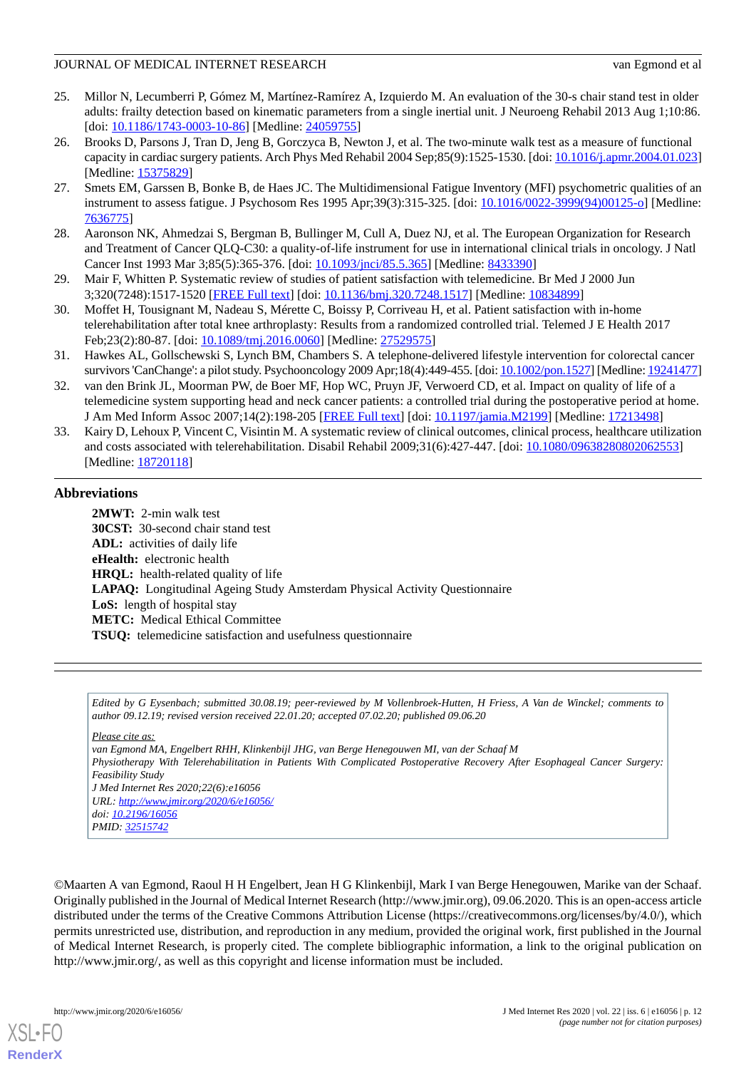25. Millor N, Lecumberri P, Gómez M, Martínez-Ramírez A, Izquierdo M. An evaluation of the 30-s chair stand test in older adults: frailty detection based on kinematic parameters from a single inertial unit. J Neuroeng Rehabil 2013 Aug 1;10:86. [doi: 10.1186/1743-0003-10-86] [Medline: 24059755]
26. Brooks D, Parsons J, Tran D, Jeng B, Gorczyca B, Newton J, et al. The two-minute walk test as a measure of functional capacity in cardiac surgery patients. Arch Phys Med Rehabil 2004 Sep;85(9):1525-1530. [doi: 10.1016/j.apmr.2004.01.023] [Medline: 15375829]
27. Smets EM, Garssen B, Bonke B, de Haes JC. The Multidimensional Fatigue Inventory (MFI) psychometric qualities of an instrument to assess fatigue. J Psychosom Res 1995 Apr;39(3):315-325. [doi: 10.1016/0022-3999(94)00125-o] [Medline: 7636775]
28. Aaronson NK, Ahmedzai S, Bergman B, Bullinger M, Cull A, Duez NJ, et al. The European Organization for Research and Treatment of Cancer QLQ-C30: a quality-of-life instrument for use in international clinical trials in oncology. J Natl Cancer Inst 1993 Mar 3;85(5):365-376. [doi: 10.1093/jnci/85.5.365] [Medline: 8433390]
29. Mair F, Whitten P. Systematic review of studies of patient satisfaction with telemedicine. Br Med J 2000 Jun 3;320(7248):1517-1520 [FREE Full text] [doi: 10.1136/bmj.320.7248.1517] [Medline: 10834899]
30. Moffet H, Tousignant M, Nadeau S, Mérette C, Boissy P, Corriveau H, et al. Patient satisfaction with in-home telerehabilitation after total knee arthroplasty: Results from a randomized controlled trial. Telemed J E Health 2017 Feb;23(2):80-87. [doi: 10.1089/tmj.2016.0060] [Medline: 27529575]
31. Hawkes AL, Gollschewski S, Lynch BM, Chambers S. A telephone-delivered lifestyle intervention for colorectal cancer survivors 'CanChange': a pilot study. Psychooncology 2009 Apr;18(4):449-455. [doi: 10.1002/pon.1527] [Medline: 19241477]
32. van den Brink JL, Moorman PW, de Boer MF, Hop WC, Pruyn JF, Verwoerd CD, et al. Impact on quality of life of a telemedicine system supporting head and neck cancer patients: a controlled trial during the postoperative period at home. J Am Med Inform Assoc 2007;14(2):198-205 [FREE Full text] [doi: 10.1197/jamia.M2199] [Medline: 17213498]
33. Kairy D, Lehoux P, Vincent C, Visintin M. A systematic review of clinical outcomes, clinical process, healthcare utilization and costs associated with telerehabilitation. Disabil Rehabil 2009;31(6):427-447. [doi: 10.1080/09638280802062553] [Medline: 18720118]

## Abbreviations

**2MWT:** 2-min walk test
**30CST:** 30-second chair stand test
**ADL:** activities of daily life
**eHealth:** electronic health
**HRQL:** health-related quality of life
**LAPAQ:** Longitudinal Ageing Study Amsterdam Physical Activity Questionnaire
**LoS:** length of hospital stay
**METC:** Medical Ethical Committee
**TSUQ:** telemedicine satisfaction and usefulness questionnaire

*Edited by G Eysenbach; submitted 30.08.19; peer-reviewed by M Vollenbroek-Hutten, H Friess, A Van de Winckel; comments to author 09.12.19; revised version received 22.01.20; accepted 07.02.20; published 09.06.20*

*Please cite as:*
*van Egmond MA, Engelbert RHH, Klinkenbijl JHG, van Berge Henegouwen MI, van der Schaaf M*
*Physiotherapy With Telerehabilitation in Patients With Complicated Postoperative Recovery After Esophageal Cancer Surgery: Feasibility Study*
*J Med Internet Res 2020;22(6):e16056*
*URL: http://www.jmir.org/2020/6/e16056/*
*doi: 10.2196/16056*
*PMID: 32515742*

©Maarten A van Egmond, Raoul H H Engelbert, Jean H G Klinkenbijl, Mark I van Berge Henegouwen, Marike van der Schaaf. Originally published in the Journal of Medical Internet Research (http://www.jmir.org), 09.06.2020. This is an open-access article distributed under the terms of the Creative Commons Attribution License (https://creativecommons.org/licenses/by/4.0/), which permits unrestricted use, distribution, and reproduction in any medium, provided the original work, first published in the Journal of Medical Internet Research, is properly cited. The complete bibliographic information, a link to the original publication on http://www.jmir.org/, as well as this copyright and license information must be included.